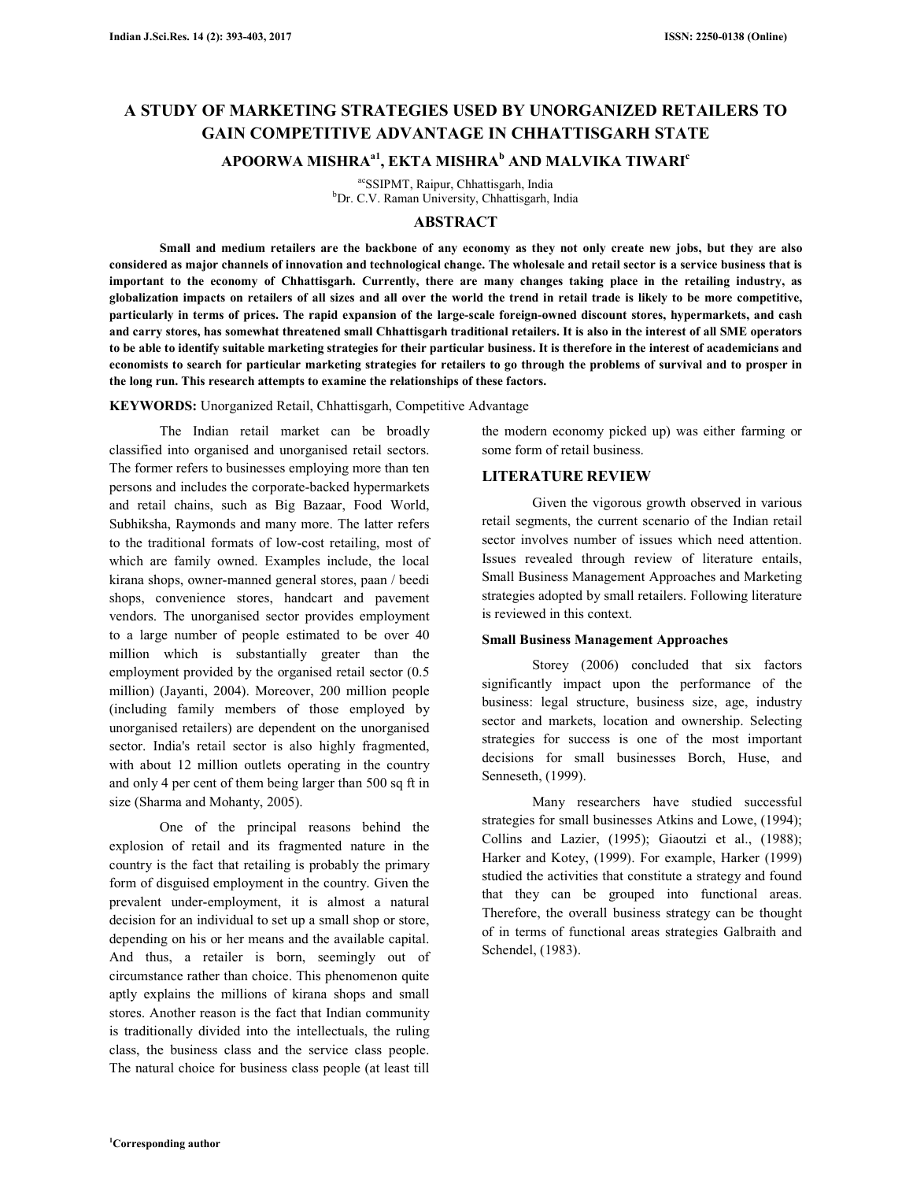# A STUDY OF MARKETING STRATEGIES USED BY UNORGANIZED RETAILERS TO GAIN COMPETITIVE ADVANTAGE IN CHHATTISGARH STATE

**APOORWA MISHRA[a1], EKTA MISHRA[b] AND MALVIKA TIWARI[c]**

[ac]SSIPMT, Raipur, Chhattisgarh, India
[b]Dr. C.V. Raman University, Chhattisgarh, India

## ABSTRACT

**Small and medium retailers are the backbone of any economy as they not only create new jobs, but they are also considered as major channels of innovation and technological change. The wholesale and retail sector is a service business that is important to the economy of Chhattisgarh. Currently, there are many changes taking place in the retailing industry, as globalization impacts on retailers of all sizes and all over the world the trend in retail trade is likely to be more competitive, particularly in terms of prices. The rapid expansion of the large-scale foreign-owned discount stores, hypermarkets, and cash and carry stores, has somewhat threatened small Chhattisgarh traditional retailers. It is also in the interest of all SME operators to be able to identify suitable marketing strategies for their particular business. It is therefore in the interest of academicians and economists to search for particular marketing strategies for retailers to go through the problems of survival and to prosper in the long run. This research attempts to examine the relationships of these factors.**

**KEYWORDS:** Unorganized Retail, Chhattisgarh, Competitive Advantage

The Indian retail market can be broadly classified into organised and unorganised retail sectors. The former refers to businesses employing more than ten persons and includes the corporate-backed hypermarkets and retail chains, such as Big Bazaar, Food World, Subhiksha, Raymonds and many more. The latter refers to the traditional formats of low-cost retailing, most of which are family owned. Examples include, the local kirana shops, owner-manned general stores, paan / beedi shops, convenience stores, handcart and pavement vendors. The unorganised sector provides employment to a large number of people estimated to be over 40 million which is substantially greater than the employment provided by the organised retail sector (0.5 million) (Jayanti, 2004). Moreover, 200 million people (including family members of those employed by unorganised retailers) are dependent on the unorganised sector. India's retail sector is also highly fragmented, with about 12 million outlets operating in the country and only 4 per cent of them being larger than 500 sq ft in size (Sharma and Mohanty, 2005).

One of the principal reasons behind the explosion of retail and its fragmented nature in the country is the fact that retailing is probably the primary form of disguised employment in the country. Given the prevalent under-employment, it is almost a natural decision for an individual to set up a small shop or store, depending on his or her means and the available capital. And thus, a retailer is born, seemingly out of circumstance rather than choice. This phenomenon quite aptly explains the millions of kirana shops and small stores. Another reason is the fact that Indian community is traditionally divided into the intellectuals, the ruling class, the business class and the service class people. The natural choice for business class people (at least till the modern economy picked up) was either farming or some form of retail business.

## LITERATURE REVIEW

Given the vigorous growth observed in various retail segments, the current scenario of the Indian retail sector involves number of issues which need attention. Issues revealed through review of literature entails, Small Business Management Approaches and Marketing strategies adopted by small retailers. Following literature is reviewed in this context.

### Small Business Management Approaches

Storey (2006) concluded that six factors significantly impact upon the performance of the business: legal structure, business size, age, industry sector and markets, location and ownership. Selecting strategies for success is one of the most important decisions for small businesses Borch, Huse, and Senneseth, (1999).

Many researchers have studied successful strategies for small businesses Atkins and Lowe, (1994); Collins and Lazier, (1995); Giaoutzi et al., (1988); Harker and Kotey, (1999). For example, Harker (1999) studied the activities that constitute a strategy and found that they can be grouped into functional areas. Therefore, the overall business strategy can be thought of in terms of functional areas strategies Galbraith and Schendel, (1983).

[1]Corresponding author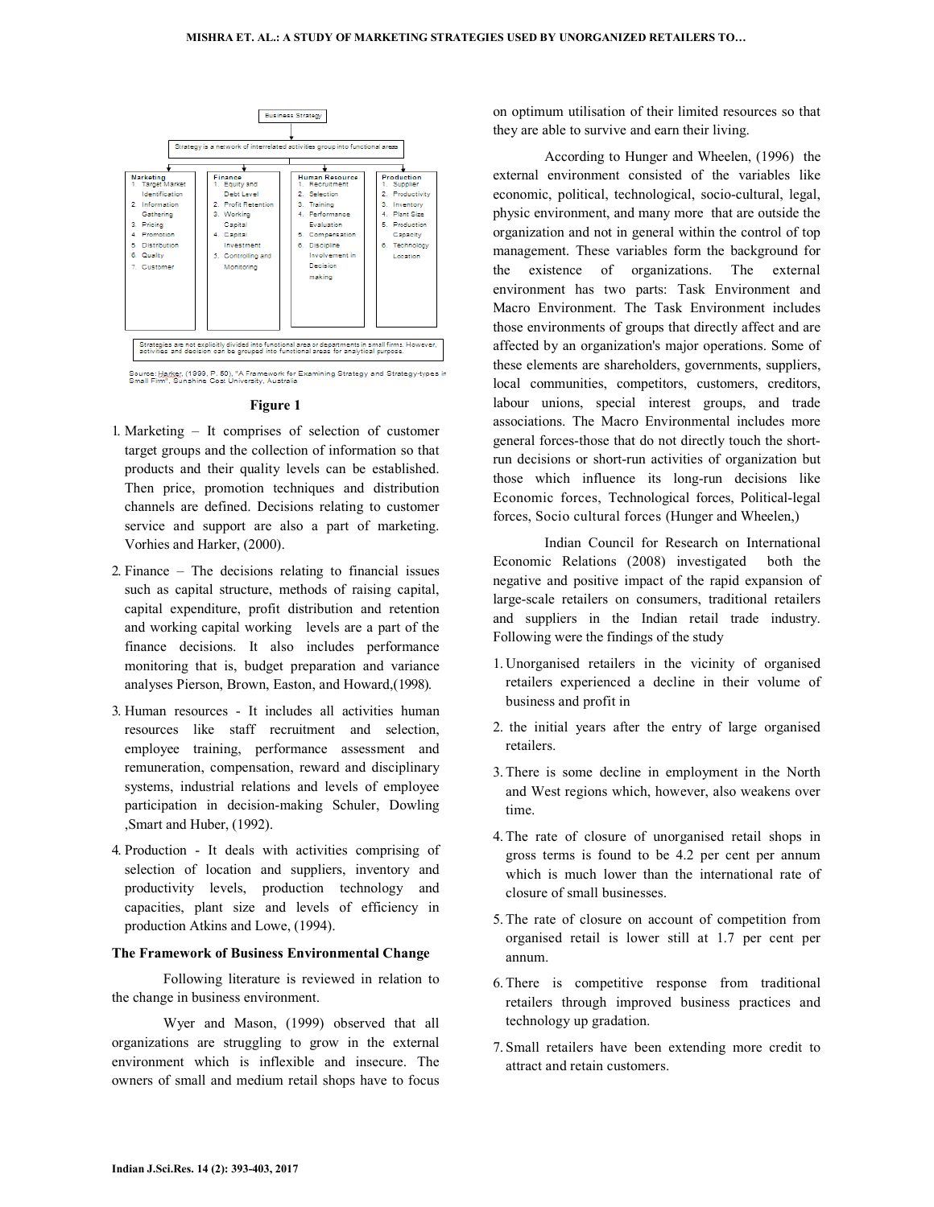Business Strategy

Strategy is a network of interrelated activities group into functional areas

| Marketing | Finance | Human Resource | Production |
|---|---|---|---|
| 1. Target Market Identification<br>2. Information Gathering<br>3. Pricing<br>4. Promotion<br>5. Distribution<br>6. Quality<br>7. Customer | 1. Equity and Debt Level<br>2. Profit Retention<br>3. Working Capital<br>4. Capital Investment<br>5. Controlling and Monitoring | 1. Recruitment<br>2. Selection<br>3. Training<br>4. Performance Evaluation<br>5. Compensation<br>6. Discipline Involvement in Decision making | 1. Supplier<br>2. Productivity<br>3. Inventory<br>4. Plant Size<br>5. Production Capacity<br>6. Technology Location |

Strategies are not explicitly divided into functional area or departments in small firms. However, activities and decision can be grouped into functional areas for analytical purpose.

Source: Harker, (1999, P. 50), "A Framework for Examining Strategy and Strategy-types in Small Firm", Sunshine Cost University, Australia

**Figure 1**

1. Marketing – It comprises of selection of customer target groups and the collection of information so that products and their quality levels can be established. Then price, promotion techniques and distribution channels are defined. Decisions relating to customer service and support are also a part of marketing. Vorhies and Harker, (2000).

2. Finance – The decisions relating to financial issues such as capital structure, methods of raising capital, capital expenditure, profit distribution and retention and working capital working levels are a part of the finance decisions. It also includes performance monitoring that is, budget preparation and variance analyses Pierson, Brown, Easton, and Howard,(1998).

3. Human resources - It includes all activities human resources like staff recruitment and selection, employee training, performance assessment and remuneration, compensation, reward and disciplinary systems, industrial relations and levels of employee participation in decision-making Schuler, Dowling ,Smart and Huber, (1992).

4. Production - It deals with activities comprising of selection of location and suppliers, inventory and productivity levels, production technology and capacities, plant size and levels of efficiency in production Atkins and Lowe, (1994).

### The Framework of Business Environmental Change

Following literature is reviewed in relation to the change in business environment.

Wyer and Mason, (1999) observed that all organizations are struggling to grow in the external environment which is inflexible and insecure. The owners of small and medium retail shops have to focus on optimum utilisation of their limited resources so that they are able to survive and earn their living.

According to Hunger and Wheelen, (1996) the external environment consisted of the variables like economic, political, technological, socio-cultural, legal, physic environment, and many more that are outside the organization and not in general within the control of top management. These variables form the background for the existence of organizations. The external environment has two parts: Task Environment and Macro Environment. The Task Environment includes those environments of groups that directly affect and are affected by an organization's major operations. Some of these elements are shareholders, governments, suppliers, local communities, competitors, customers, creditors, labour unions, special interest groups, and trade associations. The Macro Environmental includes more general forces-those that do not directly touch the short-run decisions or short-run activities of organization but those which influence its long-run decisions like Economic forces, Technological forces, Political-legal forces, Socio cultural forces (Hunger and Wheelen,)

Indian Council for Research on International Economic Relations (2008) investigated both the negative and positive impact of the rapid expansion of large-scale retailers on consumers, traditional retailers and suppliers in the Indian retail trade industry. Following were the findings of the study

1. Unorganised retailers in the vicinity of organised retailers experienced a decline in their volume of business and profit in

2. the initial years after the entry of large organised retailers.

3. There is some decline in employment in the North and West regions which, however, also weakens over time.

4. The rate of closure of unorganised retail shops in gross terms is found to be 4.2 per cent per annum which is much lower than the international rate of closure of small businesses.

5. The rate of closure on account of competition from organised retail is lower still at 1.7 per cent per annum.

6. There is competitive response from traditional retailers through improved business practices and technology up gradation.

7. Small retailers have been extending more credit to attract and retain customers.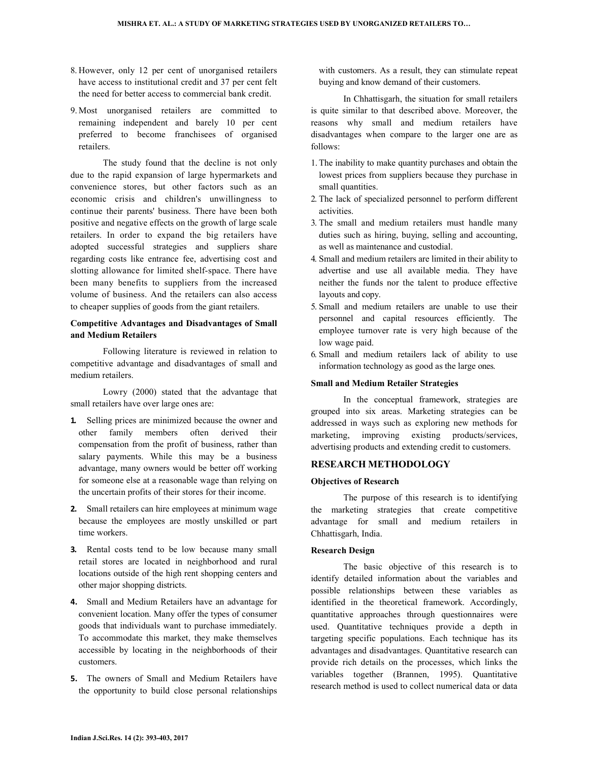8. However, only 12 per cent of unorganised retailers have access to institutional credit and 37 per cent felt the need for better access to commercial bank credit.

9. Most unorganised retailers are committed to remaining independent and barely 10 per cent preferred to become franchisees of organised retailers.

The study found that the decline is not only due to the rapid expansion of large hypermarkets and convenience stores, but other factors such as an economic crisis and children's unwillingness to continue their parents' business. There have been both positive and negative effects on the growth of large scale retailers. In order to expand the big retailers have adopted successful strategies and suppliers share regarding costs like entrance fee, advertising cost and slotting allowance for limited shelf-space. There have been many benefits to suppliers from the increased volume of business. And the retailers can also access to cheaper supplies of goods from the giant retailers.

### Competitive Advantages and Disadvantages of Small and Medium Retailers

Following literature is reviewed in relation to competitive advantage and disadvantages of small and medium retailers.

Lowry (2000) stated that the advantage that small retailers have over large ones are:

1. Selling prices are minimized because the owner and other family members often derived their compensation from the profit of business, rather than salary payments. While this may be a business advantage, many owners would be better off working for someone else at a reasonable wage than relying on the uncertain profits of their stores for their income.

2. Small retailers can hire employees at minimum wage because the employees are mostly unskilled or part time workers.

3. Rental costs tend to be low because many small retail stores are located in neighborhood and rural locations outside of the high rent shopping centers and other major shopping districts.

4. Small and Medium Retailers have an advantage for convenient location. Many offer the types of consumer goods that individuals want to purchase immediately. To accommodate this market, they make themselves accessible by locating in the neighborhoods of their customers.

5. The owners of Small and Medium Retailers have the opportunity to build close personal relationships with customers. As a result, they can stimulate repeat buying and know demand of their customers.

In Chhattisgarh, the situation for small retailers is quite similar to that described above. Moreover, the reasons why small and medium retailers have disadvantages when compare to the larger one are as follows:

1. The inability to make quantity purchases and obtain the lowest prices from suppliers because they purchase in small quantities.
2. The lack of specialized personnel to perform different activities.
3. The small and medium retailers must handle many duties such as hiring, buying, selling and accounting, as well as maintenance and custodial.
4. Small and medium retailers are limited in their ability to advertise and use all available media. They have neither the funds nor the talent to produce effective layouts and copy.
5. Small and medium retailers are unable to use their personnel and capital resources efficiently. The employee turnover rate is very high because of the low wage paid.
6. Small and medium retailers lack of ability to use information technology as good as the large ones.

### Small and Medium Retailer Strategies

In the conceptual framework, strategies are grouped into six areas. Marketing strategies can be addressed in ways such as exploring new methods for marketing, improving existing products/services, advertising products and extending credit to customers.

## RESEARCH METHODOLOGY

### Objectives of Research

The purpose of this research is to identifying the marketing strategies that create competitive advantage for small and medium retailers in Chhattisgarh, India.

### Research Design

The basic objective of this research is to identify detailed information about the variables and possible relationships between these variables as identified in the theoretical framework. Accordingly, quantitative approaches through questionnaires were used. Quantitative techniques provide a depth in targeting specific populations. Each technique has its advantages and disadvantages. Quantitative research can provide rich details on the processes, which links the variables together (Brannen, 1995). Quantitative research method is used to collect numerical data or data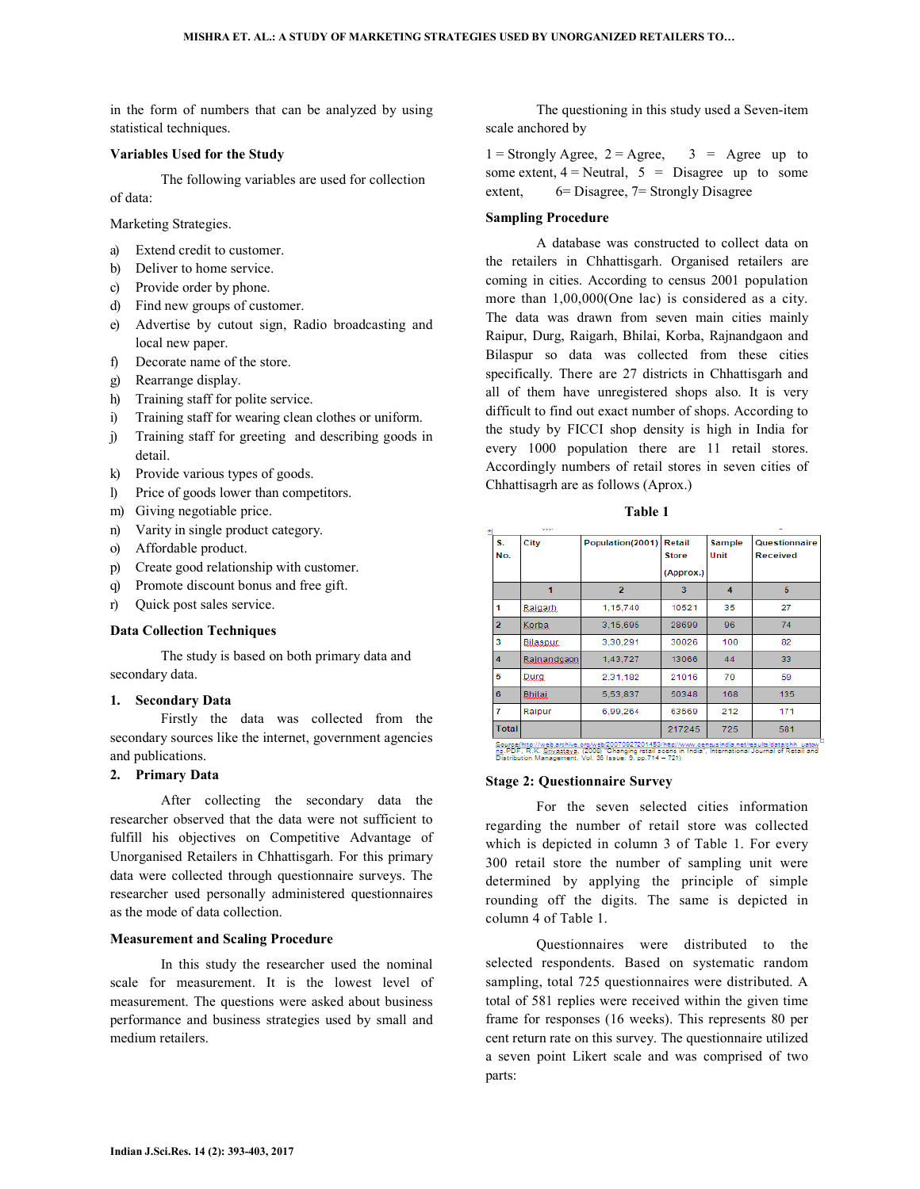in the form of numbers that can be analyzed by using statistical techniques.

### Variables Used for the Study

The following variables are used for collection of data:

Marketing Strategies.

a) Extend credit to customer.
b) Deliver to home service.
c) Provide order by phone.
d) Find new groups of customer.
e) Advertise by cutout sign, Radio broadcasting and local new paper.
f) Decorate name of the store.
g) Rearrange display.
h) Training staff for polite service.
i) Training staff for wearing clean clothes or uniform.
j) Training staff for greeting and describing goods in detail.
k) Provide various types of goods.
l) Price of goods lower than competitors.
m) Giving negotiable price.
n) Varity in single product category.
o) Affordable product.
p) Create good relationship with customer.
q) Promote discount bonus and free gift.
r) Quick post sales service.

### Data Collection Techniques

The study is based on both primary data and secondary data.

**1. Secondary Data**

Firstly the data was collected from the secondary sources like the internet, government agencies and publications.

**2. Primary Data**

After collecting the secondary data the researcher observed that the data were not sufficient to fulfill his objectives on Competitive Advantage of Unorganised Retailers in Chhattisgarh. For this primary data were collected through questionnaire surveys. The researcher used personally administered questionnaires as the mode of data collection.

### Measurement and Scaling Procedure

In this study the researcher used the nominal scale for measurement. It is the lowest level of measurement. The questions were asked about business performance and business strategies used by small and medium retailers.

The questioning in this study used a Seven-item scale anchored by

1 = Strongly Agree, 2 = Agree, 3 = Agree up to some extent, 4 = Neutral, 5 = Disagree up to some extent, 6= Disagree, 7= Strongly Disagree

### Sampling Procedure

A database was constructed to collect data on the retailers in Chhattisgarh. Organised retailers are coming in cities. According to census 2001 population more than 1,00,000(One lac) is considered as a city. The data was drawn from seven main cities mainly Raipur, Durg, Raigarh, Bhilai, Korba, Rajnandgaon and Bilaspur so data was collected from these cities specifically. There are 27 districts in Chhattisgarh and all of them have unregistered shops also. It is very difficult to find out exact number of shops. According to the study by FICCI shop density is high in India for every 1000 population there are 11 retail stores. Accordingly numbers of retail stores in seven cities of Chhattisagrh are as follows (Aprox.)

**Table 1**

| S. No. | City | Population(2001) | Retail Store (Approx.) | Sample Unit | Questionnaire Received |
|---|---|---|---|---|---|
| | 1 | 2 | 3 | 4 | 5 |
| 1 | Raigarh | 1,15,740 | 10521 | 35 | 27 |
| 2 | Korba | 3,15,695 | 28699 | 96 | 74 |
| 3 | Bilaspur | 3,30,291 | 30026 | 100 | 82 |
| 4 | Rajnandgaon | 1,43,727 | 13066 | 44 | 33 |
| 5 | Durg | 2,31,182 | 21016 | 70 | 59 |
| 6 | Bhilai | 5,53,837 | 50348 | 168 | 135 |
| 7 | Raipur | 6,99,264 | 63569 | 212 | 171 |
| Total | | | 217245 | 725 | 581 |

Source:http://web.archive.org/web/20070927201453/http://www.censusindia.net/results/datachh_uatowns.PDF, R.K. Srivastava, (2008) "Changing retail scene in India", International Journal of Retail and Distribution Management, Vol. 36 Issue: 9, pp.714 – 721)

### Stage 2: Questionnaire Survey

For the seven selected cities information regarding the number of retail store was collected which is depicted in column 3 of Table 1. For every 300 retail store the number of sampling unit were determined by applying the principle of simple rounding off the digits. The same is depicted in column 4 of Table 1.

Questionnaires were distributed to the selected respondents. Based on systematic random sampling, total 725 questionnaires were distributed. A total of 581 replies were received within the given time frame for responses (16 weeks). This represents 80 per cent return rate on this survey. The questionnaire utilized a seven point Likert scale and was comprised of two parts: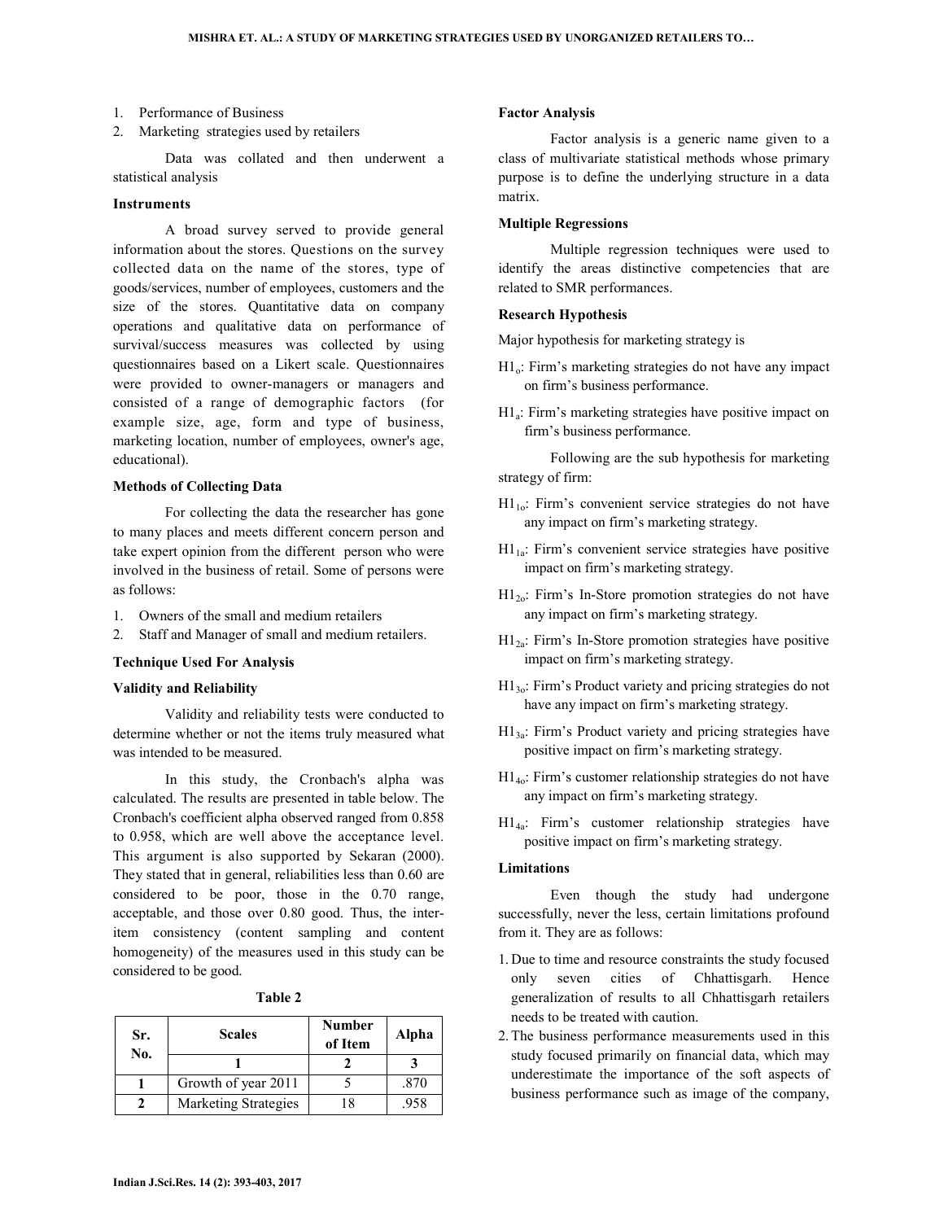1. Performance of Business
2. Marketing strategies used by retailers

Data was collated and then underwent a statistical analysis

### Instruments

A broad survey served to provide general information about the stores. Questions on the survey collected data on the name of the stores, type of goods/services, number of employees, customers and the size of the stores. Quantitative data on company operations and qualitative data on performance of survival/success measures was collected by using questionnaires based on a Likert scale. Questionnaires were provided to owner-managers or managers and consisted of a range of demographic factors (for example size, age, form and type of business, marketing location, number of employees, owner's age, educational).

### Methods of Collecting Data

For collecting the data the researcher has gone to many places and meets different concern person and take expert opinion from the different person who were involved in the business of retail. Some of persons were as follows:

1. Owners of the small and medium retailers
2. Staff and Manager of small and medium retailers.

### Technique Used For Analysis

### Validity and Reliability

Validity and reliability tests were conducted to determine whether or not the items truly measured what was intended to be measured.

In this study, the Cronbach's alpha was calculated. The results are presented in table below. The Cronbach's coefficient alpha observed ranged from 0.858 to 0.958, which are well above the acceptance level. This argument is also supported by Sekaran (2000). They stated that in general, reliabilities less than 0.60 are considered to be poor, those in the 0.70 range, acceptable, and those over 0.80 good. Thus, the inter-item consistency (content sampling and content homogeneity) of the measures used in this study can be considered to be good.

**Table 2**

| Sr. No. | Scales | Number of Item | Alpha |
|---|---|---|---|
| | 1 | 2 | 3 |
| 1 | Growth of year 2011 | 5 | .870 |
| 2 | Marketing Strategies | 18 | .958 |

### Factor Analysis

Factor analysis is a generic name given to a class of multivariate statistical methods whose primary purpose is to define the underlying structure in a data matrix.

### Multiple Regressions

Multiple regression techniques were used to identify the areas distinctive competencies that are related to SMR performances.

### Research Hypothesis

Major hypothesis for marketing strategy is

$H1_o$: Firm's marketing strategies do not have any impact on firm's business performance.

$H1_a$: Firm's marketing strategies have positive impact on firm's business performance.

Following are the sub hypothesis for marketing strategy of firm:

$H1_{1o}$: Firm's convenient service strategies do not have any impact on firm's marketing strategy.

$H1_{1a}$: Firm's convenient service strategies have positive impact on firm's marketing strategy.

$H1_{2o}$: Firm's In-Store promotion strategies do not have any impact on firm's marketing strategy.

$H1_{2a}$: Firm's In-Store promotion strategies have positive impact on firm's marketing strategy.

$H1_{3o}$: Firm's Product variety and pricing strategies do not have any impact on firm's marketing strategy.

$H1_{3a}$: Firm's Product variety and pricing strategies have positive impact on firm's marketing strategy.

$H1_{4o}$: Firm's customer relationship strategies do not have any impact on firm's marketing strategy.

$H1_{4a}$: Firm's customer relationship strategies have positive impact on firm's marketing strategy.

### Limitations

Even though the study had undergone successfully, never the less, certain limitations profound from it. They are as follows:

1. Due to time and resource constraints the study focused only seven cities of Chhattisgarh. Hence generalization of results to all Chhattisgarh retailers needs to be treated with caution.
2. The business performance measurements used in this study focused primarily on financial data, which may underestimate the importance of the soft aspects of business performance such as image of the company,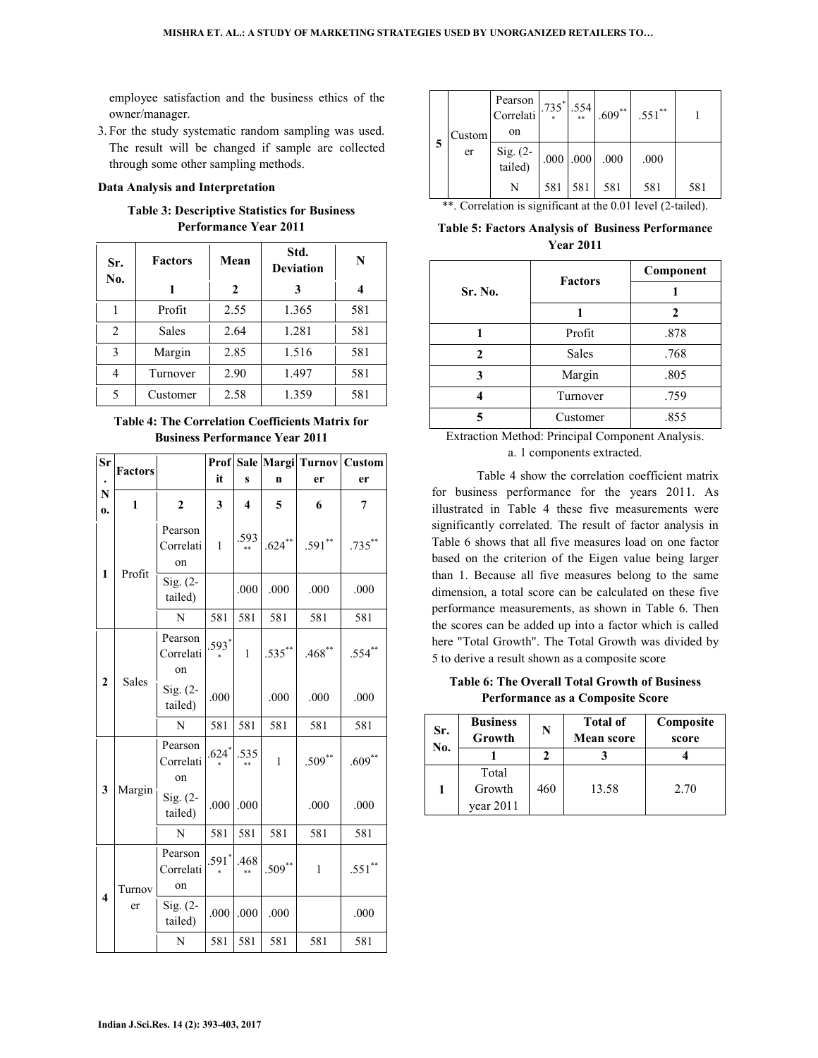employee satisfaction and the business ethics of the owner/manager.

3. For the study systematic random sampling was used. The result will be changed if sample are collected through some other sampling methods.

### Data Analysis and Interpretation

**Table 3: Descriptive Statistics for Business Performance Year 2011**

| Sr. No. | Factors | Mean | Std. Deviation | N |
|---|---|---|---|---|
| | 1 | 2 | 3 | 4 |
| 1 | Profit | 2.55 | 1.365 | 581 |
| 2 | Sales | 2.64 | 1.281 | 581 |
| 3 | Margin | 2.85 | 1.516 | 581 |
| 4 | Turnover | 2.90 | 1.497 | 581 |
| 5 | Customer | 2.58 | 1.359 | 581 |

**Table 4: The Correlation Coefficients Matrix for Business Performance Year 2011**

| Sr. No. | Factors | | Profit | Sales | Margin | Turnover | Customer |
|---|---|---|---|---|---|---|---|
| | 1 | 2 | 3 | 4 | 5 | 6 | 7 |
| 1 | Profit | Pearson Correlation | 1 | .593** | .624** | .591** | .735** |
| | | Sig. (2-tailed) | | .000 | .000 | .000 | .000 |
| | | N | 581 | 581 | 581 | 581 | 581 |
| 2 | Sales | Pearson Correlation | .593** | 1 | .535** | .468** | .554** |
| | | Sig. (2-tailed) | .000 | | .000 | .000 | .000 |
| | | N | 581 | 581 | 581 | 581 | 581 |
| 3 | Margin | Pearson Correlation | .624** | .535** | 1 | .509** | .609** |
| | | Sig. (2-tailed) | .000 | .000 | | .000 | .000 |
| | | N | 581 | 581 | 581 | 581 | 581 |
| 4 | Turnover | Pearson Correlation | .591** | .468** | .509** | 1 | .551** |
| | | Sig. (2-tailed) | .000 | .000 | .000 | | .000 |
| | | N | 581 | 581 | 581 | 581 | 581 |
| 5 | Customer | Pearson Correlation | .735** | .554** | .609** | .551** | 1 |
| | | Sig. (2-tailed) | .000 | .000 | .000 | .000 | |
| | | N | 581 | 581 | 581 | 581 | 581 |

**. Correlation is significant at the 0.01 level (2-tailed).

**Table 5: Factors Analysis of Business Performance Year 2011**

| Sr. No. | Factors | Component |
|---|---|---|
| | | 1 |
| | 1 | 2 |
| 1 | Profit | .878 |
| 2 | Sales | .768 |
| 3 | Margin | .805 |
| 4 | Turnover | .759 |
| 5 | Customer | .855 |

Extraction Method: Principal Component Analysis.
a. 1 components extracted.

Table 4 show the correlation coefficient matrix for business performance for the years 2011. As illustrated in Table 4 these five measurements were significantly correlated. The result of factor analysis in Table 6 shows that all five measures load on one factor based on the criterion of the Eigen value being larger than 1. Because all five measures belong to the same dimension, a total score can be calculated on these five performance measurements, as shown in Table 6. Then the scores can be added up into a factor which is called here "Total Growth". The Total Growth was divided by 5 to derive a result shown as a composite score

**Table 6: The Overall Total Growth of Business Performance as a Composite Score**

| Sr. No. | Business Growth | N | Total of Mean score | Composite score |
|---|---|---|---|---|
| | 1 | 2 | 3 | 4 |
| 1 | Total Growth year 2011 | 460 | 13.58 | 2.70 |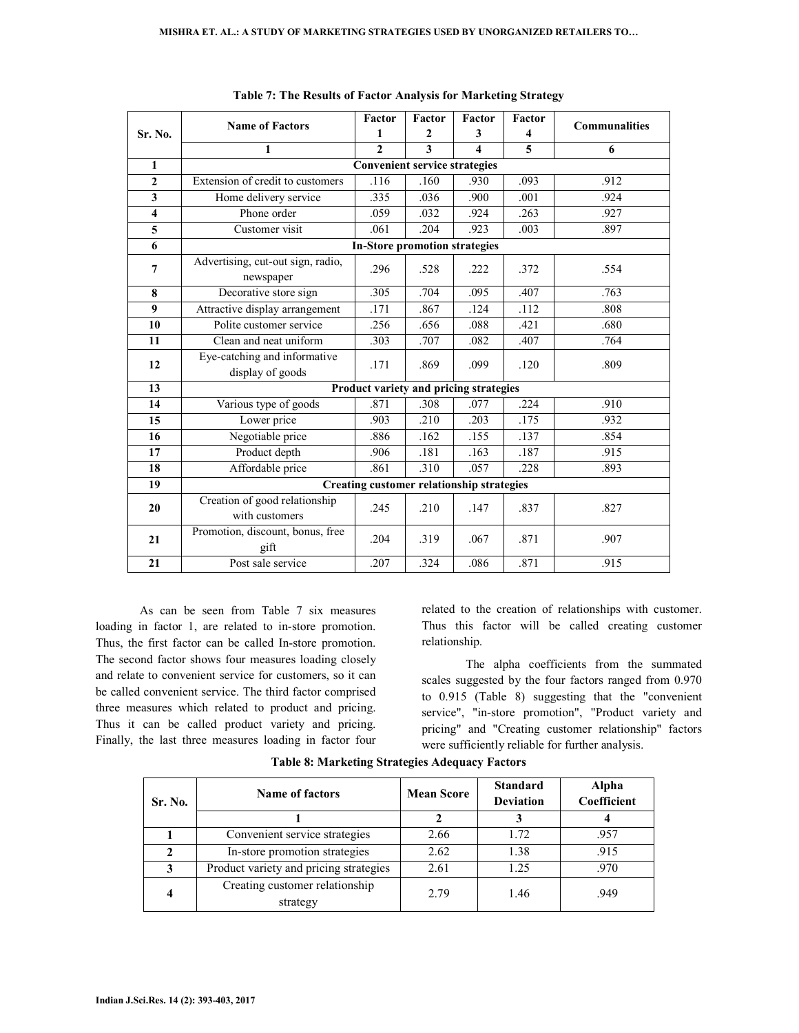**Table 7: The Results of Factor Analysis for Marketing Strategy**

| Sr. No. | Name of Factors | Factor 1 | Factor 2 | Factor 3 | Factor 4 | Communalities |
|---|---|---|---|---|---|---|
| | 1 | 2 | 3 | 4 | 5 | 6 |
| 1 | **Convenient service strategies** | | | | | |
| 2 | Extension of credit to customers | .116 | .160 | .930 | .093 | .912 |
| 3 | Home delivery service | .335 | .036 | .900 | .001 | .924 |
| 4 | Phone order | .059 | .032 | .924 | .263 | .927 |
| 5 | Customer visit | .061 | .204 | .923 | .003 | .897 |
| 6 | **In-Store promotion strategies** | | | | | |
| 7 | Advertising, cut-out sign, radio, newspaper | .296 | .528 | .222 | .372 | .554 |
| 8 | Decorative store sign | .305 | .704 | .095 | .407 | .763 |
| 9 | Attractive display arrangement | .171 | .867 | .124 | .112 | .808 |
| 10 | Polite customer service | .256 | .656 | .088 | .421 | .680 |
| 11 | Clean and neat uniform | .303 | .707 | .082 | .407 | .764 |
| 12 | Eye-catching and informative display of goods | .171 | .869 | .099 | .120 | .809 |
| 13 | **Product variety and pricing strategies** | | | | | |
| 14 | Various type of goods | .871 | .308 | .077 | .224 | .910 |
| 15 | Lower price | .903 | .210 | .203 | .175 | .932 |
| 16 | Negotiable price | .886 | .162 | .155 | .137 | .854 |
| 17 | Product depth | .906 | .181 | .163 | .187 | .915 |
| 18 | Affordable price | .861 | .310 | .057 | .228 | .893 |
| 19 | **Creating customer relationship strategies** | | | | | |
| 20 | Creation of good relationship with customers | .245 | .210 | .147 | .837 | .827 |
| 21 | Promotion, discount, bonus, free gift | .204 | .319 | .067 | .871 | .907 |
| 21 | Post sale service | .207 | .324 | .086 | .871 | .915 |

As can be seen from Table 7 six measures loading in factor 1, are related to in-store promotion. Thus, the first factor can be called In-store promotion. The second factor shows four measures loading closely and relate to convenient service for customers, so it can be called convenient service. The third factor comprised three measures which related to product and pricing. Thus it can be called product variety and pricing. Finally, the last three measures loading in factor four related to the creation of relationships with customer. Thus this factor will be called creating customer relationship.

The alpha coefficients from the summated scales suggested by the four factors ranged from 0.970 to 0.915 (Table 8) suggesting that the "convenient service", "in-store promotion", "Product variety and pricing" and "Creating customer relationship" factors were sufficiently reliable for further analysis.

**Table 8: Marketing Strategies Adequacy Factors**

| Sr. No. | Name of factors | Mean Score | Standard Deviation | Alpha Coefficient |
|---|---|---|---|---|
| | 1 | 2 | 3 | 4 |
| 1 | Convenient service strategies | 2.66 | 1.72 | .957 |
| 2 | In-store promotion strategies | 2.62 | 1.38 | .915 |
| 3 | Product variety and pricing strategies | 2.61 | 1.25 | .970 |
| 4 | Creating customer relationship strategy | 2.79 | 1.46 | .949 |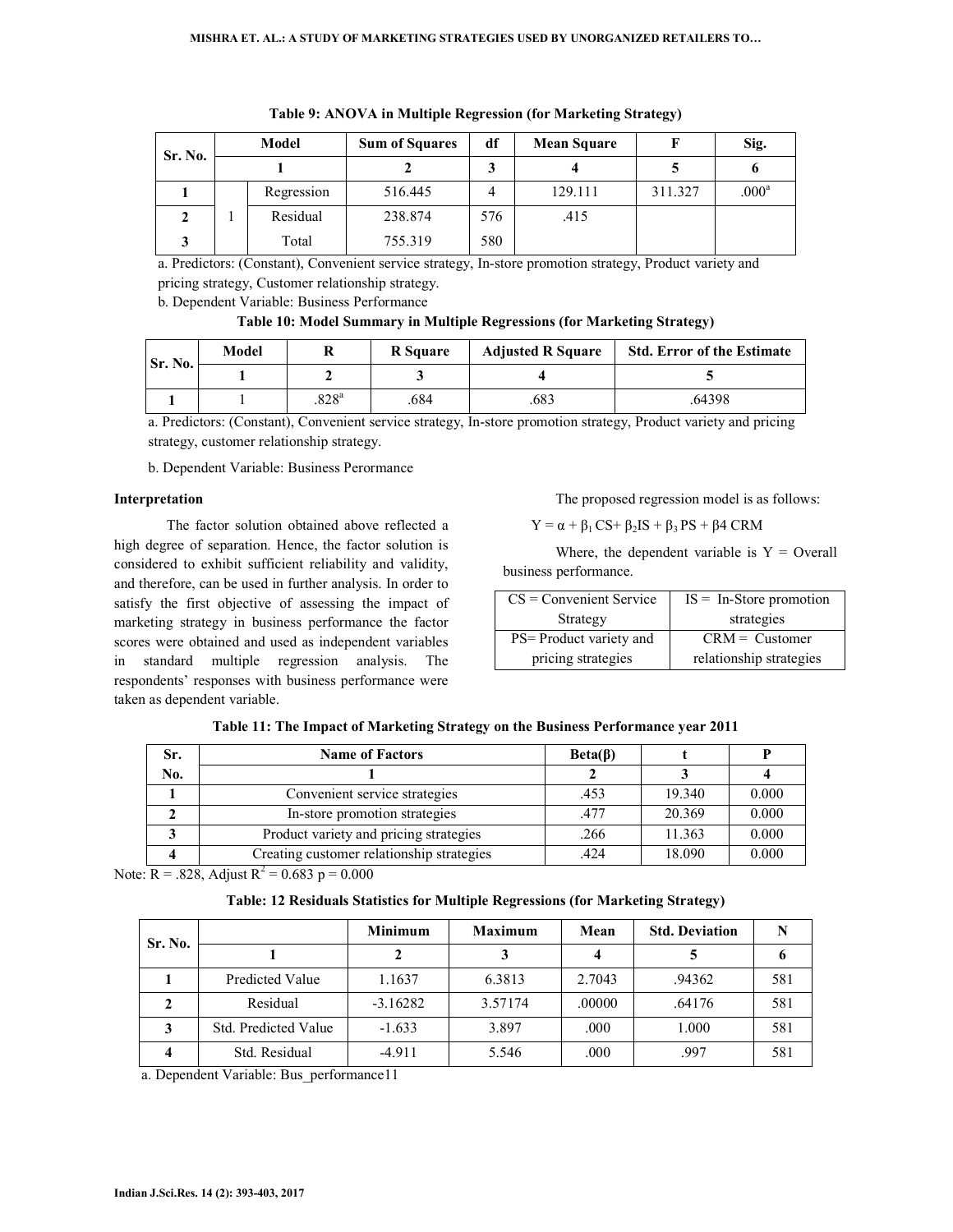**Table 9: ANOVA in Multiple Regression (for Marketing Strategy)**

| Sr. No. | Model | | Sum of Squares | df | Mean Square | F | Sig. |
|---|---|---|---|---|---|---|---|
| | 1 | | 2 | 3 | 4 | 5 | 6 |
| 1 | 1 | Regression | 516.445 | 4 | 129.111 | 311.327 | .000[a] |
| 2 | | Residual | 238.874 | 576 | .415 | | |
| 3 | | Total | 755.319 | 580 | | | |

a. Predictors: (Constant), Convenient service strategy, In-store promotion strategy, Product variety and pricing strategy, Customer relationship strategy.

b. Dependent Variable: Business Performance

**Table 10: Model Summary in Multiple Regressions (for Marketing Strategy)**

| Sr. No. | Model | R | R Square | Adjusted R Square | Std. Error of the Estimate |
|---|---|---|---|---|---|
| | 1 | 2 | 3 | 4 | 5 |
| 1 | 1 | .828[a] | .684 | .683 | .64398 |

a. Predictors: (Constant), Convenient service strategy, In-store promotion strategy, Product variety and pricing strategy, customer relationship strategy.

b. Dependent Variable: Business Perormance

### Interpretation

The factor solution obtained above reflected a high degree of separation. Hence, the factor solution is considered to exhibit sufficient reliability and validity, and therefore, can be used in further analysis. In order to satisfy the first objective of assessing the impact of marketing strategy in business performance the factor scores were obtained and used as independent variables in standard multiple regression analysis. The respondents' responses with business performance were taken as dependent variable.

The proposed regression model is as follows:

$$Y = \alpha + \beta_1 CS + \beta_2 IS + \beta_3 PS + \beta 4\ CRM$$

Where, the dependent variable is Y = Overall business performance.

| CS = Convenient Service Strategy | IS = In-Store promotion strategies |
|---|---|
| PS= Product variety and pricing strategies | CRM = Customer relationship strategies |

**Table 11: The Impact of Marketing Strategy on the Business Performance year 2011**

| Sr. No. | Name of Factors | Beta(β) | t | P |
|---|---|---|---|---|
| | 1 | 2 | 3 | 4 |
| 1 | Convenient service strategies | .453 | 19.340 | 0.000 |
| 2 | In-store promotion strategies | .477 | 20.369 | 0.000 |
| 3 | Product variety and pricing strategies | .266 | 11.363 | 0.000 |
| 4 | Creating customer relationship strategies | .424 | 18.090 | 0.000 |

Note: R = .828, Adjust $R^2$ = 0.683 p = 0.000

**Table: 12 Residuals Statistics for Multiple Regressions (for Marketing Strategy)**

| Sr. No. | | Minimum | Maximum | Mean | Std. Deviation | N |
|---|---|---|---|---|---|---|
| | 1 | 2 | 3 | 4 | 5 | 6 |
| 1 | Predicted Value | 1.1637 | 6.3813 | 2.7043 | .94362 | 581 |
| 2 | Residual | -3.16282 | 3.57174 | .00000 | .64176 | 581 |
| 3 | Std. Predicted Value | -1.633 | 3.897 | .000 | 1.000 | 581 |
| 4 | Std. Residual | -4.911 | 5.546 | .000 | .997 | 581 |

a. Dependent Variable: Bus_performance11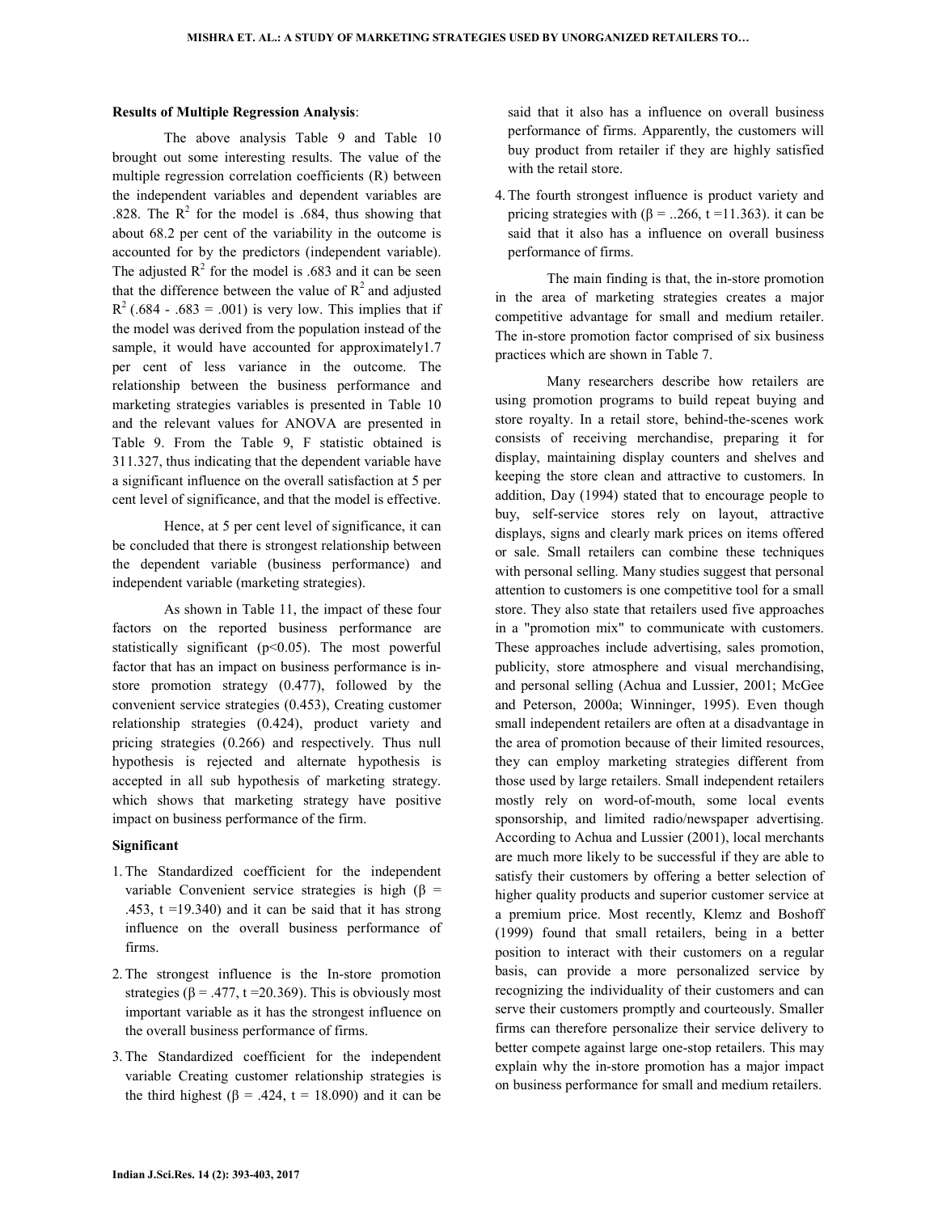**Results of Multiple Regression Analysis**:

The above analysis Table 9 and Table 10 brought out some interesting results. The value of the multiple regression correlation coefficients (R) between the independent variables and dependent variables are .828. The $R^2$ for the model is .684, thus showing that about 68.2 per cent of the variability in the outcome is accounted for by the predictors (independent variable). The adjusted $R^2$ for the model is .683 and it can be seen that the difference between the value of $R^2$ and adjusted $R^2$ (.684 - .683 = .001) is very low. This implies that if the model was derived from the population instead of the sample, it would have accounted for approximately1.7 per cent of less variance in the outcome. The relationship between the business performance and marketing strategies variables is presented in Table 10 and the relevant values for ANOVA are presented in Table 9. From the Table 9, F statistic obtained is 311.327, thus indicating that the dependent variable have a significant influence on the overall satisfaction at 5 per cent level of significance, and that the model is effective.

Hence, at 5 per cent level of significance, it can be concluded that there is strongest relationship between the dependent variable (business performance) and independent variable (marketing strategies).

As shown in Table 11, the impact of these four factors on the reported business performance are statistically significant ($p<0.05$). The most powerful factor that has an impact on business performance is in-store promotion strategy (0.477), followed by the convenient service strategies (0.453), Creating customer relationship strategies (0.424), product variety and pricing strategies (0.266) and respectively. Thus null hypothesis is rejected and alternate hypothesis is accepted in all sub hypothesis of marketing strategy. which shows that marketing strategy have positive impact on business performance of the firm.

**Significant**

1. The Standardized coefficient for the independent variable Convenient service strategies is high ($\beta$ = .453, t =19.340) and it can be said that it has strong influence on the overall business performance of firms.
2. The strongest influence is the In-store promotion strategies ($\beta$ = .477, t =20.369). This is obviously most important variable as it has the strongest influence on the overall business performance of firms.
3. The Standardized coefficient for the independent variable Creating customer relationship strategies is the third highest ($\beta$ = .424, t = 18.090) and it can be said that it also has a influence on overall business performance of firms. Apparently, the customers will buy product from retailer if they are highly satisfied with the retail store.
4. The fourth strongest influence is product variety and pricing strategies with ($\beta$ = ..266, t =11.363). it can be said that it also has a influence on overall business performance of firms.

The main finding is that, the in-store promotion in the area of marketing strategies creates a major competitive advantage for small and medium retailer. The in-store promotion factor comprised of six business practices which are shown in Table 7.

Many researchers describe how retailers are using promotion programs to build repeat buying and store royalty. In a retail store, behind-the-scenes work consists of receiving merchandise, preparing it for display, maintaining display counters and shelves and keeping the store clean and attractive to customers. In addition, Day (1994) stated that to encourage people to buy, self-service stores rely on layout, attractive displays, signs and clearly mark prices on items offered or sale. Small retailers can combine these techniques with personal selling. Many studies suggest that personal attention to customers is one competitive tool for a small store. They also state that retailers used five approaches in a "promotion mix" to communicate with customers. These approaches include advertising, sales promotion, publicity, store atmosphere and visual merchandising, and personal selling (Achua and Lussier, 2001; McGee and Peterson, 2000a; Winninger, 1995). Even though small independent retailers are often at a disadvantage in the area of promotion because of their limited resources, they can employ marketing strategies different from those used by large retailers. Small independent retailers mostly rely on word-of-mouth, some local events sponsorship, and limited radio/newspaper advertising. According to Achua and Lussier (2001), local merchants are much more likely to be successful if they are able to satisfy their customers by offering a better selection of higher quality products and superior customer service at a premium price. Most recently, Klemz and Boshoff (1999) found that small retailers, being in a better position to interact with their customers on a regular basis, can provide a more personalized service by recognizing the individuality of their customers and can serve their customers promptly and courteously. Smaller firms can therefore personalize their service delivery to better compete against large one-stop retailers. This may explain why the in-store promotion has a major impact on business performance for small and medium retailers.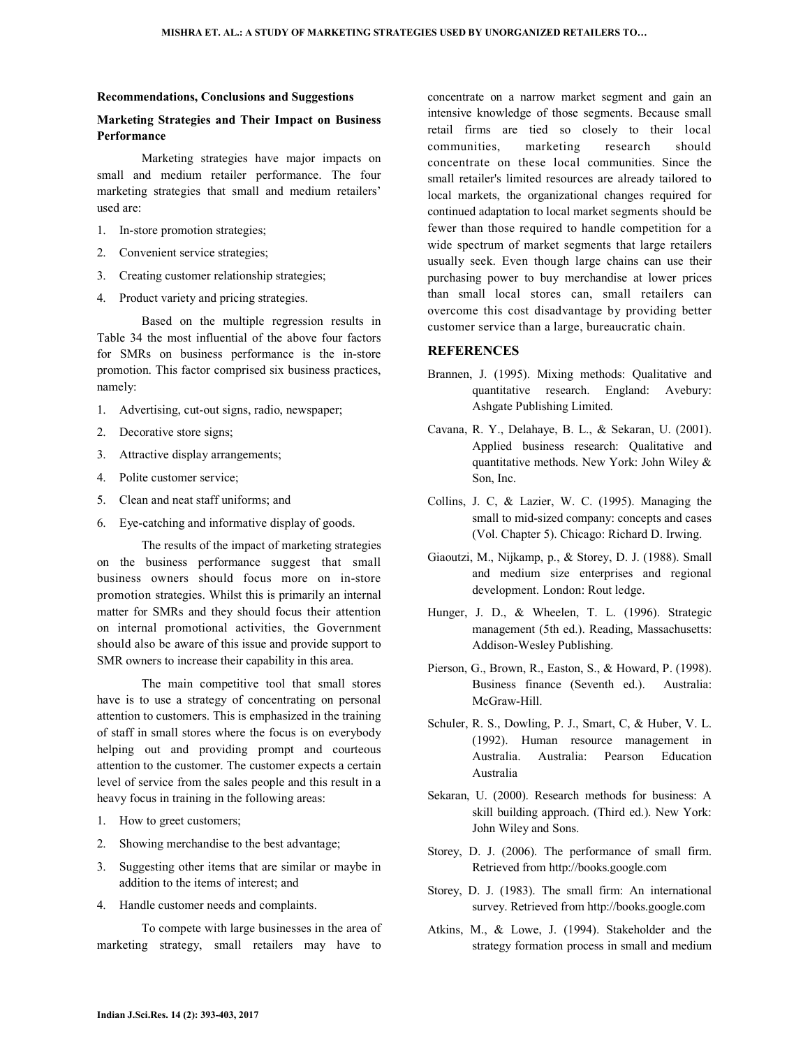## Recommendations, Conclusions and Suggestions

### Marketing Strategies and Their Impact on Business Performance

Marketing strategies have major impacts on small and medium retailer performance. The four marketing strategies that small and medium retailers' used are:

1. In-store promotion strategies;
2. Convenient service strategies;
3. Creating customer relationship strategies;
4. Product variety and pricing strategies.

Based on the multiple regression results in Table 34 the most influential of the above four factors for SMRs on business performance is the in-store promotion. This factor comprised six business practices, namely:

1. Advertising, cut-out signs, radio, newspaper;
2. Decorative store signs;
3. Attractive display arrangements;
4. Polite customer service;
5. Clean and neat staff uniforms; and
6. Eye-catching and informative display of goods.

The results of the impact of marketing strategies on the business performance suggest that small business owners should focus more on in-store promotion strategies. Whilst this is primarily an internal matter for SMRs and they should focus their attention on internal promotional activities, the Government should also be aware of this issue and provide support to SMR owners to increase their capability in this area.

The main competitive tool that small stores have is to use a strategy of concentrating on personal attention to customers. This is emphasized in the training of staff in small stores where the focus is on everybody helping out and providing prompt and courteous attention to the customer. The customer expects a certain level of service from the sales people and this result in a heavy focus in training in the following areas:

1. How to greet customers;
2. Showing merchandise to the best advantage;
3. Suggesting other items that are similar or maybe in addition to the items of interest; and
4. Handle customer needs and complaints.

To compete with large businesses in the area of marketing strategy, small retailers may have to concentrate on a narrow market segment and gain an intensive knowledge of those segments. Because small retail firms are tied so closely to their local communities, marketing research should concentrate on these local communities. Since the small retailer's limited resources are already tailored to local markets, the organizational changes required for continued adaptation to local market segments should be fewer than those required to handle competition for a wide spectrum of market segments that large retailers usually seek. Even though large chains can use their purchasing power to buy merchandise at lower prices than small local stores can, small retailers can overcome this cost disadvantage by providing better customer service than a large, bureaucratic chain.

## REFERENCES

Brannen, J. (1995). Mixing methods: Qualitative and quantitative research. England: Avebury: Ashgate Publishing Limited.

Cavana, R. Y., Delahaye, B. L., & Sekaran, U. (2001). Applied business research: Qualitative and quantitative methods. New York: John Wiley & Son, Inc.

Collins, J. C, & Lazier, W. C. (1995). Managing the small to mid-sized company: concepts and cases (Vol. Chapter 5). Chicago: Richard D. Irwing.

Giaoutzi, M., Nijkamp, p., & Storey, D. J. (1988). Small and medium size enterprises and regional development. London: Rout ledge.

Hunger, J. D., & Wheelen, T. L. (1996). Strategic management (5th ed.). Reading, Massachusetts: Addison-Wesley Publishing.

Pierson, G., Brown, R., Easton, S., & Howard, P. (1998). Business finance (Seventh ed.). Australia: McGraw-Hill.

Schuler, R. S., Dowling, P. J., Smart, C, & Huber, V. L. (1992). Human resource management in Australia. Australia: Pearson Education Australia

Sekaran, U. (2000). Research methods for business: A skill building approach. (Third ed.). New York: John Wiley and Sons.

Storey, D. J. (2006). The performance of small firm. Retrieved from http://books.google.com

Storey, D. J. (1983). The small firm: An international survey. Retrieved from http://books.google.com

Atkins, M., & Lowe, J. (1994). Stakeholder and the strategy formation process in small and medium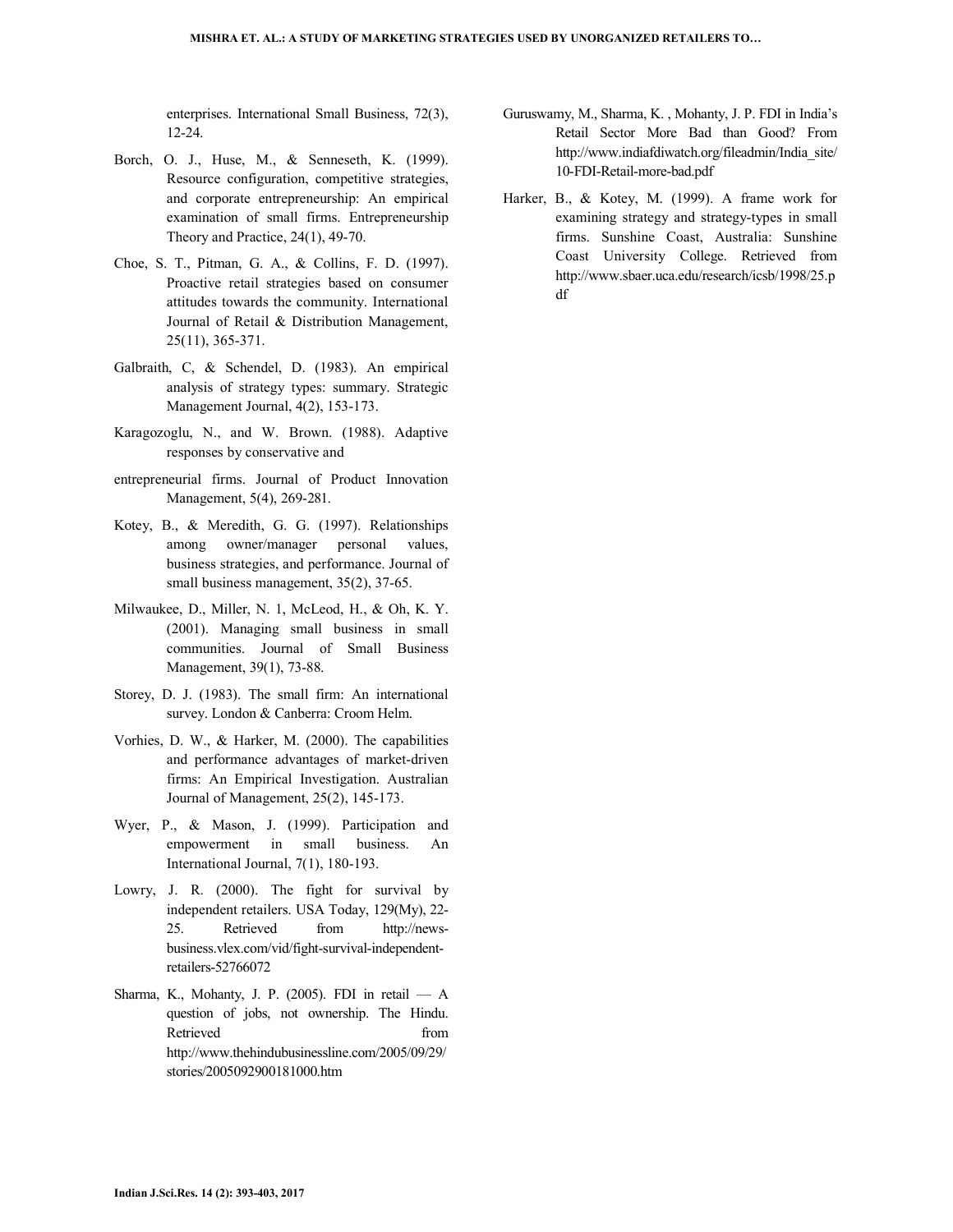enterprises. International Small Business, 72(3), 12-24.

Borch, O. J., Huse, M., & Senneseth, K. (1999). Resource configuration, competitive strategies, and corporate entrepreneurship: An empirical examination of small firms. Entrepreneurship Theory and Practice, 24(1), 49-70.

Choe, S. T., Pitman, G. A., & Collins, F. D. (1997). Proactive retail strategies based on consumer attitudes towards the community. International Journal of Retail & Distribution Management, 25(11), 365-371.

Galbraith, C, & Schendel, D. (1983). An empirical analysis of strategy types: summary. Strategic Management Journal, 4(2), 153-173.

Karagozoglu, N., and W. Brown. (1988). Adaptive responses by conservative and

entrepreneurial firms. Journal of Product Innovation Management, 5(4), 269-281.

Kotey, B., & Meredith, G. G. (1997). Relationships among owner/manager personal values, business strategies, and performance. Journal of small business management, 35(2), 37-65.

Milwaukee, D., Miller, N. 1, McLeod, H., & Oh, K. Y. (2001). Managing small business in small communities. Journal of Small Business Management, 39(1), 73-88.

Storey, D. J. (1983). The small firm: An international survey. London & Canberra: Croom Helm.

Vorhies, D. W., & Harker, M. (2000). The capabilities and performance advantages of market-driven firms: An Empirical Investigation. Australian Journal of Management, 25(2), 145-173.

Wyer, P., & Mason, J. (1999). Participation and empowerment in small business. An International Journal, 7(1), 180-193.

Lowry, J. R. (2000). The fight for survival by independent retailers. USA Today, 129(My), 22-25. Retrieved from http://news-business.vlex.com/vid/fight-survival-independent-retailers-52766072

Sharma, K., Mohanty, J. P. (2005). FDI in retail — A question of jobs, not ownership. The Hindu. Retrieved from http://www.thehindubusinessline.com/2005/09/29/stories/2005092900181000.htm

Guruswamy, M., Sharma, K. , Mohanty, J. P. FDI in India's Retail Sector More Bad than Good? From http://www.indiafdiwatch.org/fileadmin/India_site/10-FDI-Retail-more-bad.pdf

Harker, B., & Kotey, M. (1999). A frame work for examining strategy and strategy-types in small firms. Sunshine Coast, Australia: Sunshine Coast University College. Retrieved from http://www.sbaer.uca.edu/research/icsb/1998/25.pdf